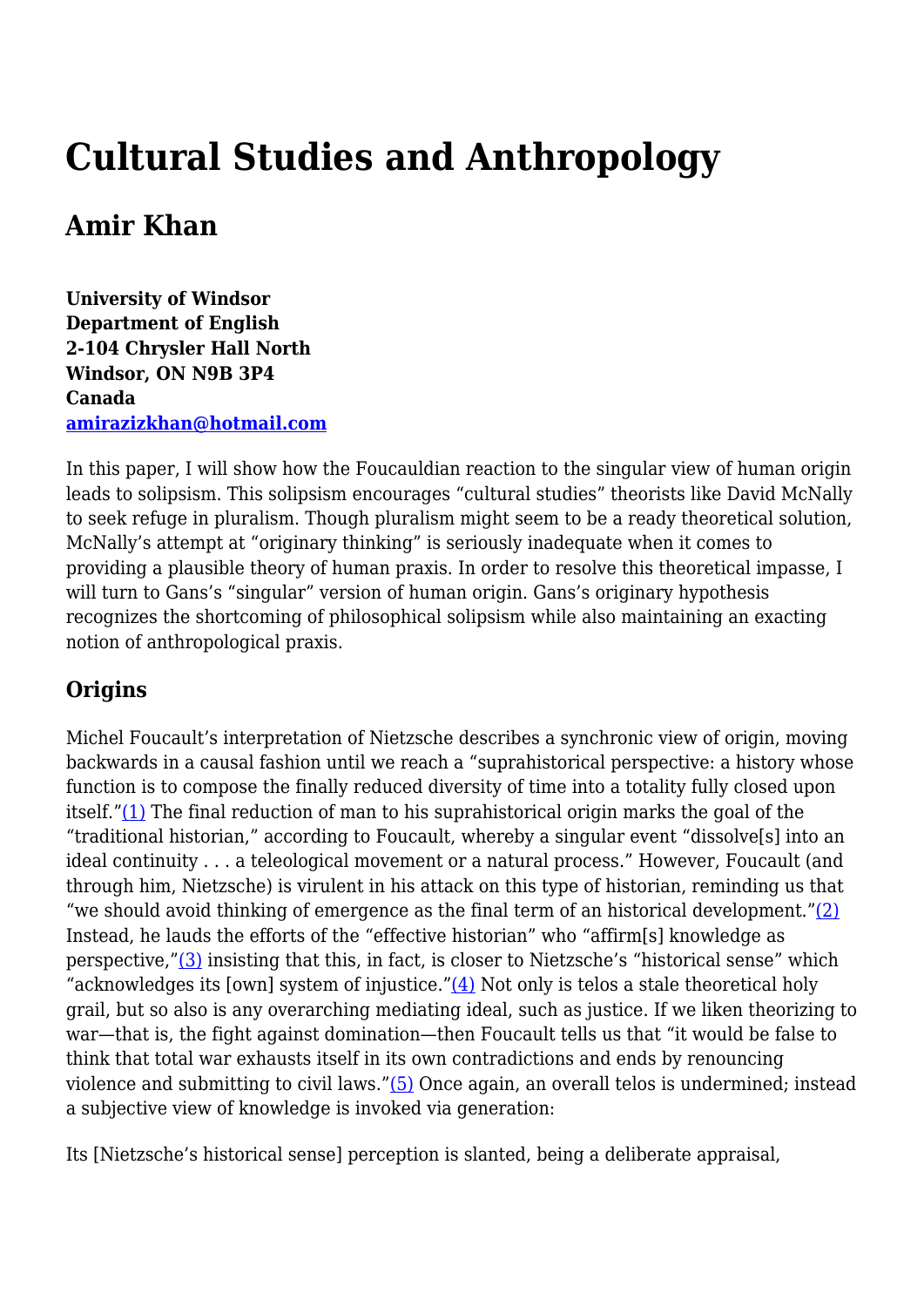# Cultural Studies and Anthropology

## Amir Khan

**University of Windsor**
**Department of English**
**2-104 Chrysler Hall North**
**Windsor, ON N9B 3P4**
**Canada**
**amirazizkhan@hotmail.com**

In this paper, I will show how the Foucauldian reaction to the singular view of human origin leads to solipsism. This solipsism encourages "cultural studies" theorists like David McNally to seek refuge in pluralism. Though pluralism might seem to be a ready theoretical solution, McNally's attempt at "originary thinking" is seriously inadequate when it comes to providing a plausible theory of human praxis. In order to resolve this theoretical impasse, I will turn to Gans's "singular" version of human origin. Gans's originary hypothesis recognizes the shortcoming of philosophical solipsism while also maintaining an exacting notion of anthropological praxis.

### Origins

Michel Foucault's interpretation of Nietzsche describes a synchronic view of origin, moving backwards in a causal fashion until we reach a "suprahistorical perspective: a history whose function is to compose the finally reduced diversity of time into a totality fully closed upon itself."(1) The final reduction of man to his suprahistorical origin marks the goal of the "traditional historian," according to Foucault, whereby a singular event "dissolve[s] into an ideal continuity . . . a teleological movement or a natural process." However, Foucault (and through him, Nietzsche) is virulent in his attack on this type of historian, reminding us that "we should avoid thinking of emergence as the final term of an historical development."(2) Instead, he lauds the efforts of the "effective historian" who "affirm[s] knowledge as perspective,"(3) insisting that this, in fact, is closer to Nietzsche's "historical sense" which "acknowledges its [own] system of injustice."(4) Not only is telos a stale theoretical holy grail, but so also is any overarching mediating ideal, such as justice. If we liken theorizing to war—that is, the fight against domination—then Foucault tells us that "it would be false to think that total war exhausts itself in its own contradictions and ends by renouncing violence and submitting to civil laws."(5) Once again, an overall telos is undermined; instead a subjective view of knowledge is invoked via generation:

Its [Nietzsche's historical sense] perception is slanted, being a deliberate appraisal,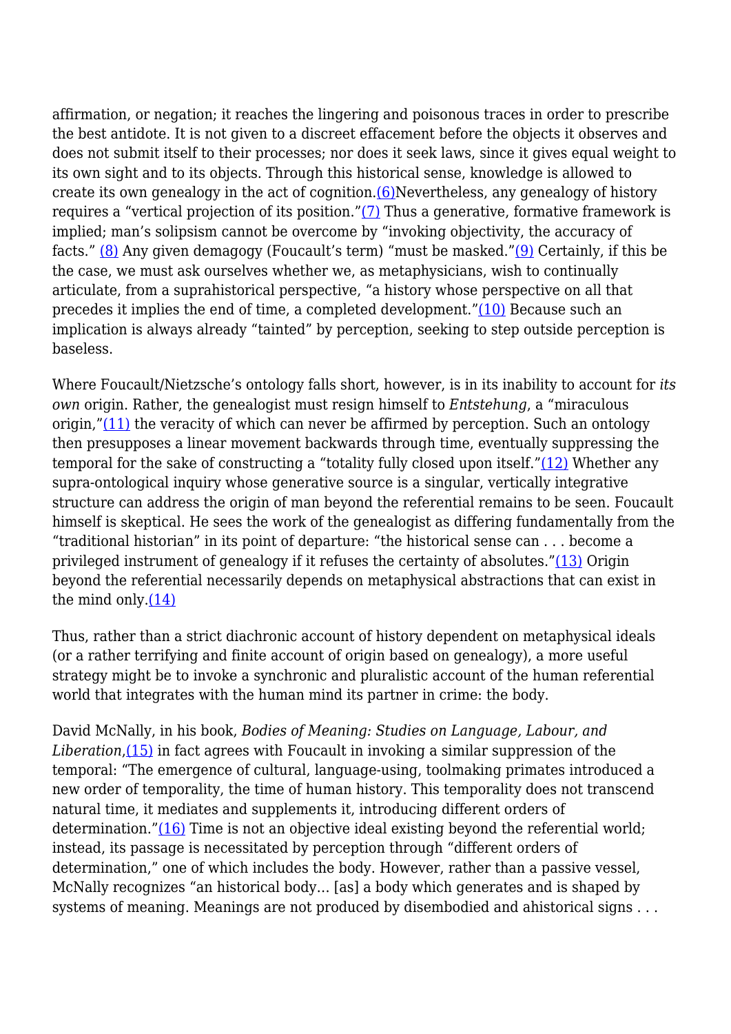affirmation, or negation; it reaches the lingering and poisonous traces in order to prescribe the best antidote. It is not given to a discreet effacement before the objects it observes and does not submit itself to their processes; nor does it seek laws, since it gives equal weight to its own sight and to its objects. Through this historical sense, knowledge is allowed to create its own genealogy in the act of cognition.(6)Nevertheless, any genealogy of history requires a "vertical projection of its position."(7) Thus a generative, formative framework is implied; man's solipsism cannot be overcome by "invoking objectivity, the accuracy of facts." (8) Any given demagogy (Foucault's term) "must be masked."(9) Certainly, if this be the case, we must ask ourselves whether we, as metaphysicians, wish to continually articulate, from a suprahistorical perspective, "a history whose perspective on all that precedes it implies the end of time, a completed development."(10) Because such an implication is always already "tainted" by perception, seeking to step outside perception is baseless.

Where Foucault/Nietzsche's ontology falls short, however, is in its inability to account for *its own* origin. Rather, the genealogist must resign himself to *Entstehung*, a "miraculous origin,"(11) the veracity of which can never be affirmed by perception. Such an ontology then presupposes a linear movement backwards through time, eventually suppressing the temporal for the sake of constructing a "totality fully closed upon itself."(12) Whether any supra-ontological inquiry whose generative source is a singular, vertically integrative structure can address the origin of man beyond the referential remains to be seen. Foucault himself is skeptical. He sees the work of the genealogist as differing fundamentally from the "traditional historian" in its point of departure: "the historical sense can . . . become a privileged instrument of genealogy if it refuses the certainty of absolutes."(13) Origin beyond the referential necessarily depends on metaphysical abstractions that can exist in the mind only.(14)

Thus, rather than a strict diachronic account of history dependent on metaphysical ideals (or a rather terrifying and finite account of origin based on genealogy), a more useful strategy might be to invoke a synchronic and pluralistic account of the human referential world that integrates with the human mind its partner in crime: the body.

David McNally, in his book, *Bodies of Meaning: Studies on Language, Labour, and Liberation*,(15) in fact agrees with Foucault in invoking a similar suppression of the temporal: "The emergence of cultural, language-using, toolmaking primates introduced a new order of temporality, the time of human history. This temporality does not transcend natural time, it mediates and supplements it, introducing different orders of determination."(16) Time is not an objective ideal existing beyond the referential world; instead, its passage is necessitated by perception through "different orders of determination," one of which includes the body. However, rather than a passive vessel, McNally recognizes "an historical body… [as] a body which generates and is shaped by systems of meaning. Meanings are not produced by disembodied and ahistorical signs . . .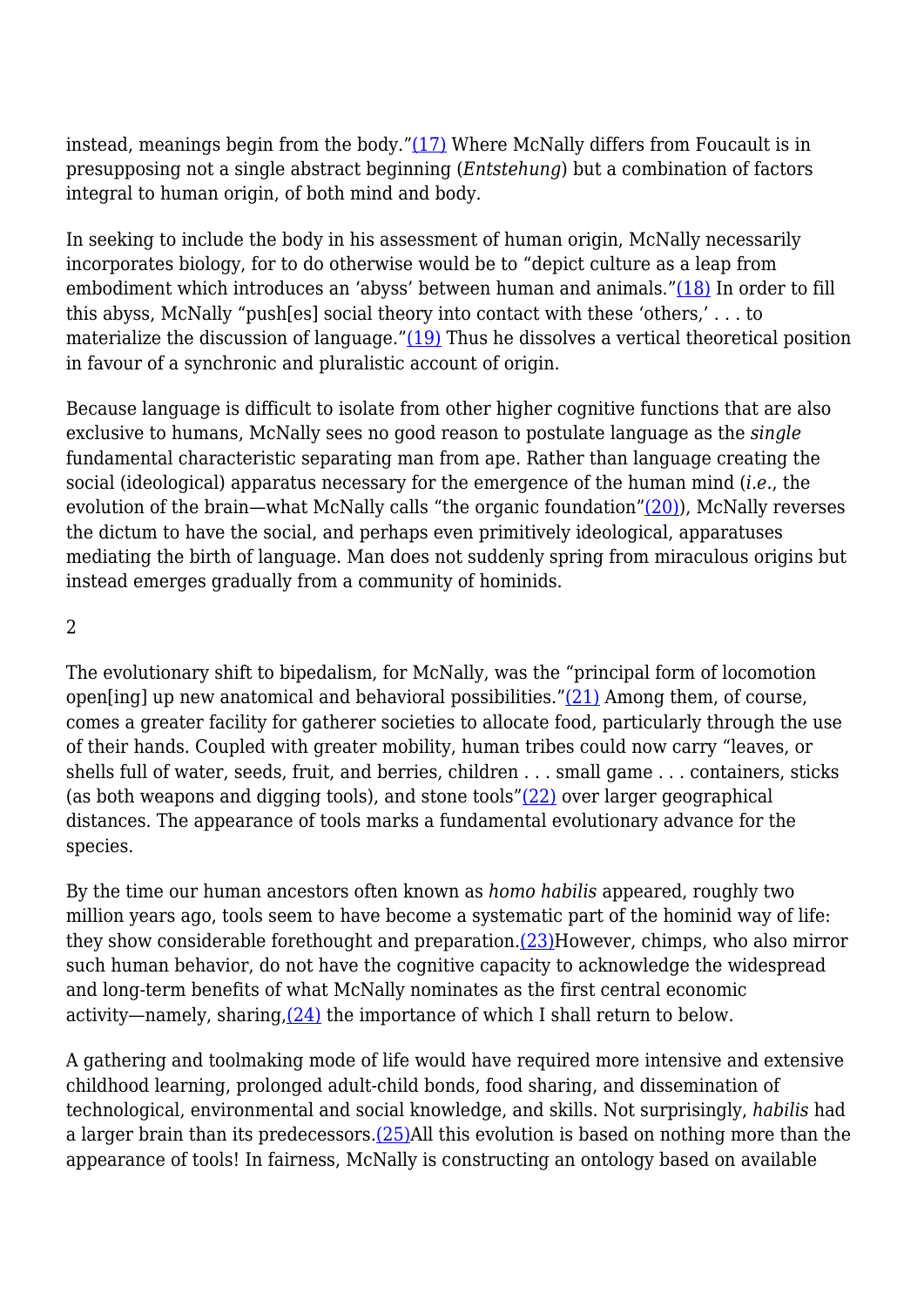instead, meanings begin from the body."(17) Where McNally differs from Foucault is in presupposing not a single abstract beginning (*Entstehung*) but a combination of factors integral to human origin, of both mind and body.

In seeking to include the body in his assessment of human origin, McNally necessarily incorporates biology, for to do otherwise would be to "depict culture as a leap from embodiment which introduces an 'abyss' between human and animals."(18) In order to fill this abyss, McNally "push[es] social theory into contact with these 'others,' . . . to materialize the discussion of language."(19) Thus he dissolves a vertical theoretical position in favour of a synchronic and pluralistic account of origin.

Because language is difficult to isolate from other higher cognitive functions that are also exclusive to humans, McNally sees no good reason to postulate language as the *single* fundamental characteristic separating man from ape. Rather than language creating the social (ideological) apparatus necessary for the emergence of the human mind (*i.e.*, the evolution of the brain—what McNally calls "the organic foundation"(20)), McNally reverses the dictum to have the social, and perhaps even primitively ideological, apparatuses mediating the birth of language. Man does not suddenly spring from miraculous origins but instead emerges gradually from a community of hominids.

2

The evolutionary shift to bipedalism, for McNally, was the "principal form of locomotion open[ing] up new anatomical and behavioral possibilities."(21) Among them, of course, comes a greater facility for gatherer societies to allocate food, particularly through the use of their hands. Coupled with greater mobility, human tribes could now carry "leaves, or shells full of water, seeds, fruit, and berries, children . . . small game . . . containers, sticks (as both weapons and digging tools), and stone tools"(22) over larger geographical distances. The appearance of tools marks a fundamental evolutionary advance for the species.

By the time our human ancestors often known as *homo habilis* appeared, roughly two million years ago, tools seem to have become a systematic part of the hominid way of life: they show considerable forethought and preparation.(23)However, chimps, who also mirror such human behavior, do not have the cognitive capacity to acknowledge the widespread and long-term benefits of what McNally nominates as the first central economic activity—namely, sharing,(24) the importance of which I shall return to below.

A gathering and toolmaking mode of life would have required more intensive and extensive childhood learning, prolonged adult-child bonds, food sharing, and dissemination of technological, environmental and social knowledge, and skills. Not surprisingly, *habilis* had a larger brain than its predecessors.(25)All this evolution is based on nothing more than the appearance of tools! In fairness, McNally is constructing an ontology based on available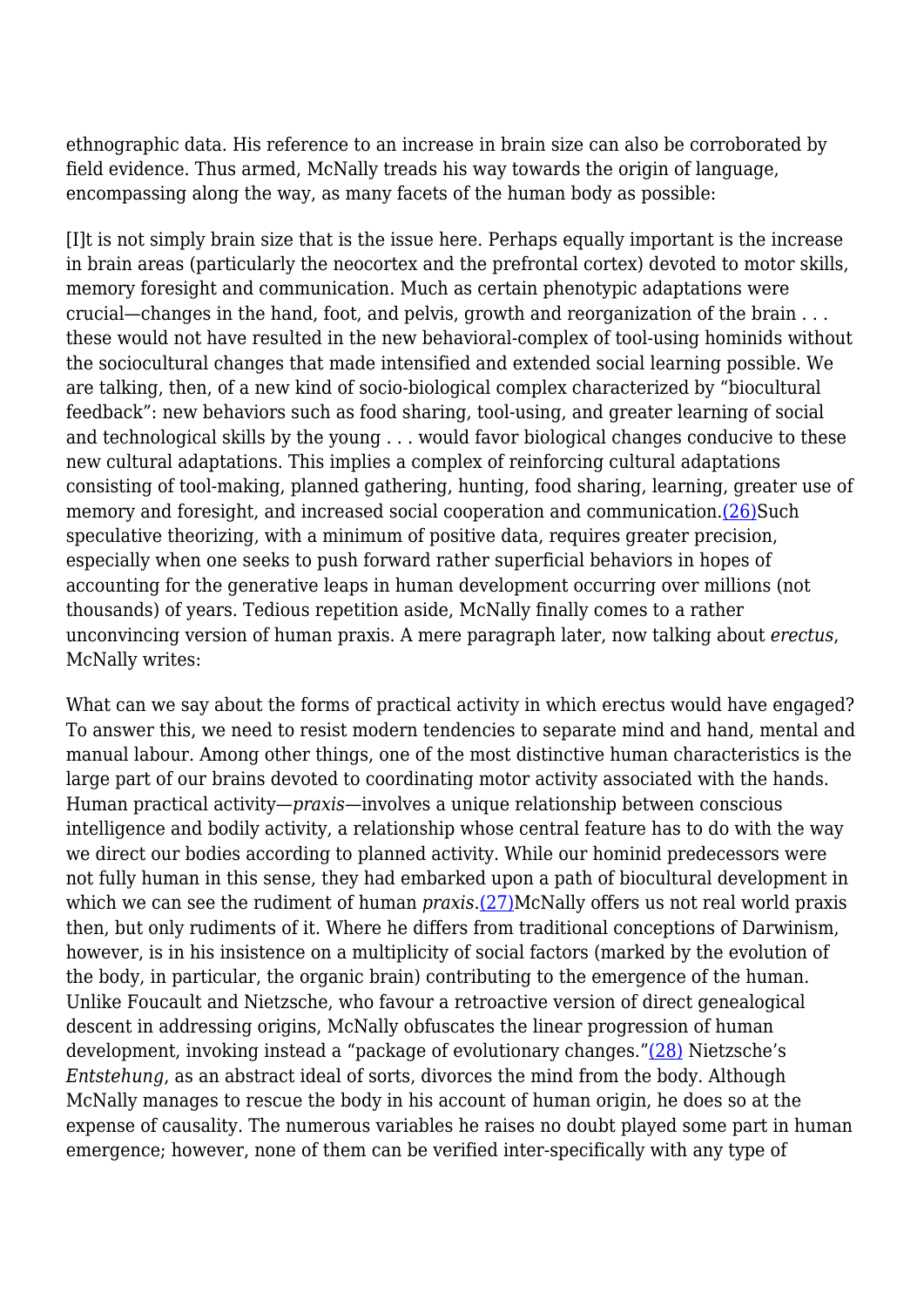ethnographic data. His reference to an increase in brain size can also be corroborated by field evidence. Thus armed, McNally treads his way towards the origin of language, encompassing along the way, as many facets of the human body as possible:

[I]t is not simply brain size that is the issue here. Perhaps equally important is the increase in brain areas (particularly the neocortex and the prefrontal cortex) devoted to motor skills, memory foresight and communication. Much as certain phenotypic adaptations were crucial—changes in the hand, foot, and pelvis, growth and reorganization of the brain . . . these would not have resulted in the new behavioral-complex of tool-using hominids without the sociocultural changes that made intensified and extended social learning possible. We are talking, then, of a new kind of socio-biological complex characterized by "biocultural feedback": new behaviors such as food sharing, tool-using, and greater learning of social and technological skills by the young . . . would favor biological changes conducive to these new cultural adaptations. This implies a complex of reinforcing cultural adaptations consisting of tool-making, planned gathering, hunting, food sharing, learning, greater use of memory and foresight, and increased social cooperation and communication.(26)Such speculative theorizing, with a minimum of positive data, requires greater precision, especially when one seeks to push forward rather superficial behaviors in hopes of accounting for the generative leaps in human development occurring over millions (not thousands) of years. Tedious repetition aside, McNally finally comes to a rather unconvincing version of human praxis. A mere paragraph later, now talking about *erectus*, McNally writes:

What can we say about the forms of practical activity in which erectus would have engaged? To answer this, we need to resist modern tendencies to separate mind and hand, mental and manual labour. Among other things, one of the most distinctive human characteristics is the large part of our brains devoted to coordinating motor activity associated with the hands. Human practical activity—*praxis*—involves a unique relationship between conscious intelligence and bodily activity, a relationship whose central feature has to do with the way we direct our bodies according to planned activity. While our hominid predecessors were not fully human in this sense, they had embarked upon a path of biocultural development in which we can see the rudiment of human *praxis*.(27)McNally offers us not real world praxis then, but only rudiments of it. Where he differs from traditional conceptions of Darwinism, however, is in his insistence on a multiplicity of social factors (marked by the evolution of the body, in particular, the organic brain) contributing to the emergence of the human. Unlike Foucault and Nietzsche, who favour a retroactive version of direct genealogical descent in addressing origins, McNally obfuscates the linear progression of human development, invoking instead a "package of evolutionary changes."(28) Nietzsche's *Entstehung*, as an abstract ideal of sorts, divorces the mind from the body. Although McNally manages to rescue the body in his account of human origin, he does so at the expense of causality. The numerous variables he raises no doubt played some part in human emergence; however, none of them can be verified inter-specifically with any type of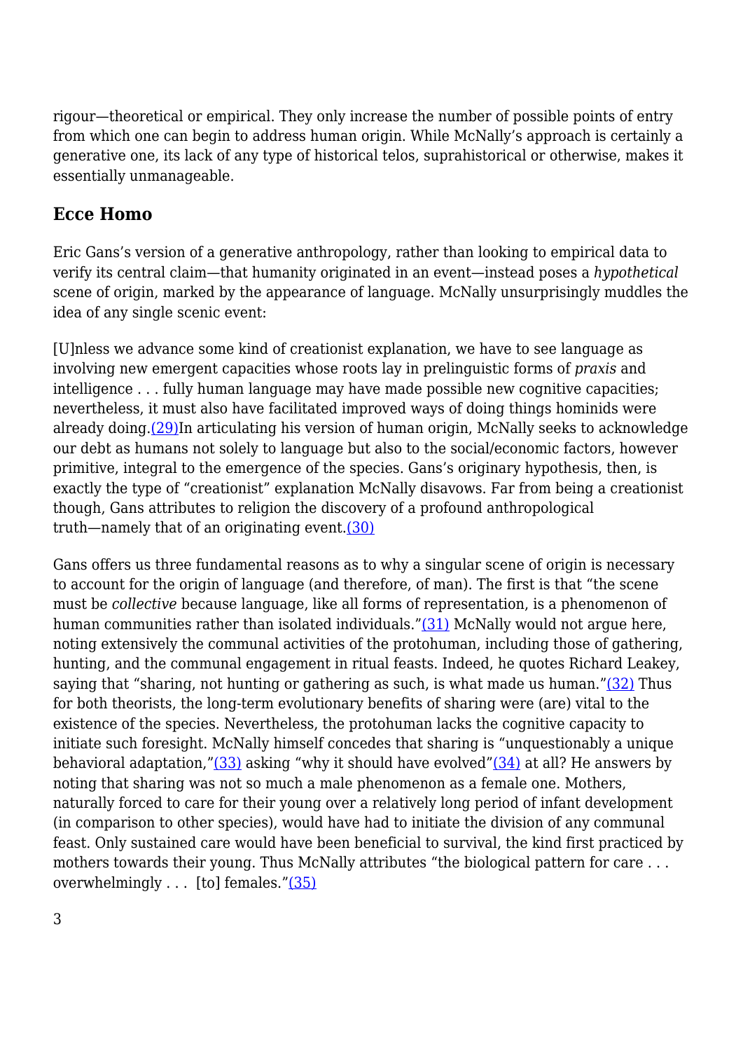rigour—theoretical or empirical. They only increase the number of possible points of entry from which one can begin to address human origin. While McNally's approach is certainly a generative one, its lack of any type of historical telos, suprahistorical or otherwise, makes it essentially unmanageable.

## Ecce Homo

Eric Gans's version of a generative anthropology, rather than looking to empirical data to verify its central claim—that humanity originated in an event—instead poses a *hypothetical* scene of origin, marked by the appearance of language. McNally unsurprisingly muddles the idea of any single scenic event:

[U]nless we advance some kind of creationist explanation, we have to see language as involving new emergent capacities whose roots lay in prelinguistic forms of *praxis* and intelligence . . . fully human language may have made possible new cognitive capacities; nevertheless, it must also have facilitated improved ways of doing things hominids were already doing.(29)In articulating his version of human origin, McNally seeks to acknowledge our debt as humans not solely to language but also to the social/economic factors, however primitive, integral to the emergence of the species. Gans's originary hypothesis, then, is exactly the type of "creationist" explanation McNally disavows. Far from being a creationist though, Gans attributes to religion the discovery of a profound anthropological truth—namely that of an originating event.(30)

Gans offers us three fundamental reasons as to why a singular scene of origin is necessary to account for the origin of language (and therefore, of man). The first is that "the scene must be *collective* because language, like all forms of representation, is a phenomenon of human communities rather than isolated individuals."(31) McNally would not argue here, noting extensively the communal activities of the protohuman, including those of gathering, hunting, and the communal engagement in ritual feasts. Indeed, he quotes Richard Leakey, saying that "sharing, not hunting or gathering as such, is what made us human."(32) Thus for both theorists, the long-term evolutionary benefits of sharing were (are) vital to the existence of the species. Nevertheless, the protohuman lacks the cognitive capacity to initiate such foresight. McNally himself concedes that sharing is "unquestionably a unique behavioral adaptation,"(33) asking "why it should have evolved"(34) at all? He answers by noting that sharing was not so much a male phenomenon as a female one. Mothers, naturally forced to care for their young over a relatively long period of infant development (in comparison to other species), would have had to initiate the division of any communal feast. Only sustained care would have been beneficial to survival, the kind first practiced by mothers towards their young. Thus McNally attributes "the biological pattern for care . . . overwhelmingly . . . [to] females."(35)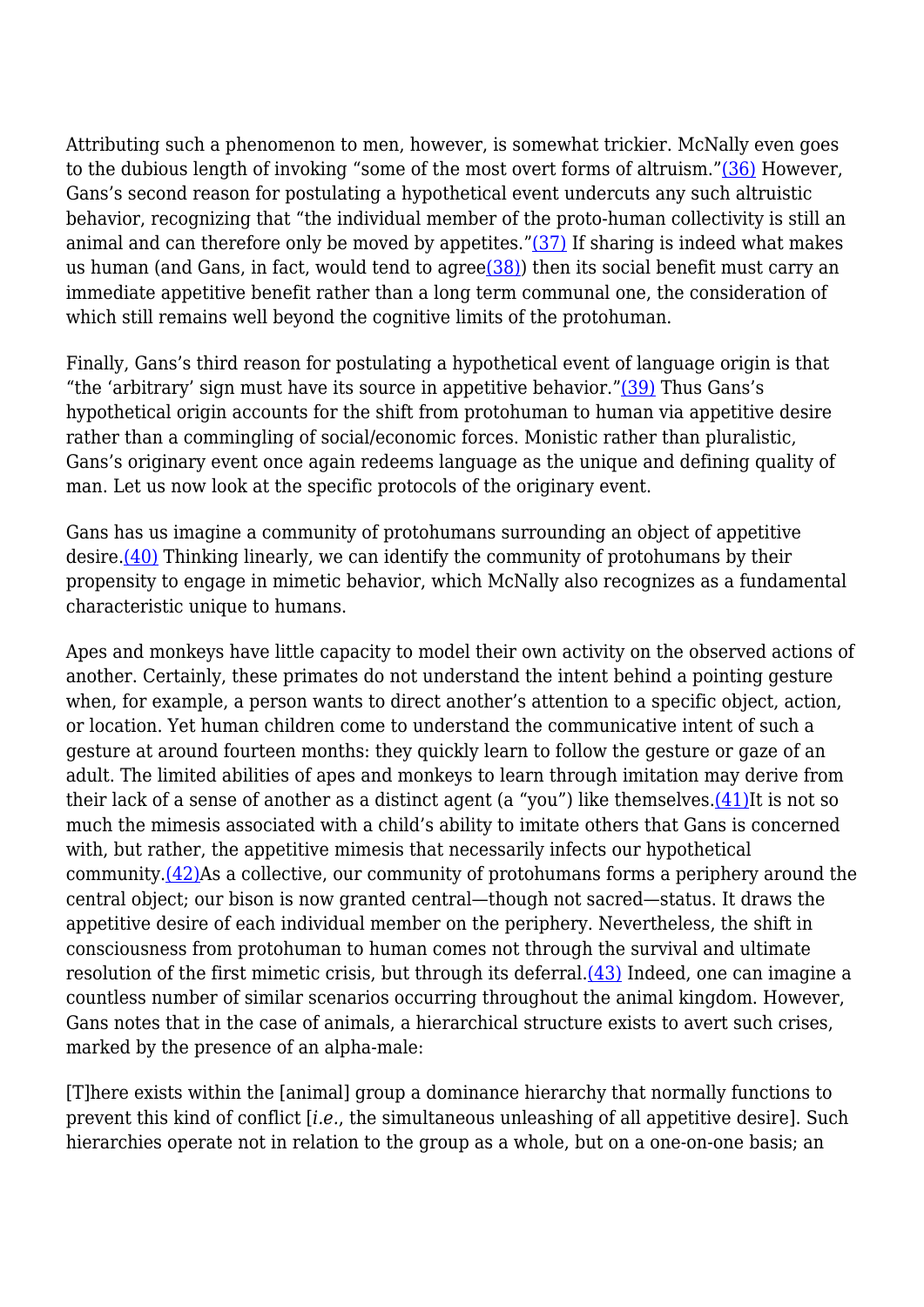Attributing such a phenomenon to men, however, is somewhat trickier. McNally even goes to the dubious length of invoking "some of the most overt forms of altruism."(36) However, Gans's second reason for postulating a hypothetical event undercuts any such altruistic behavior, recognizing that "the individual member of the proto-human collectivity is still an animal and can therefore only be moved by appetites."(37) If sharing is indeed what makes us human (and Gans, in fact, would tend to agree(38)) then its social benefit must carry an immediate appetitive benefit rather than a long term communal one, the consideration of which still remains well beyond the cognitive limits of the protohuman.

Finally, Gans's third reason for postulating a hypothetical event of language origin is that "the 'arbitrary' sign must have its source in appetitive behavior."(39) Thus Gans's hypothetical origin accounts for the shift from protohuman to human via appetitive desire rather than a commingling of social/economic forces. Monistic rather than pluralistic, Gans's originary event once again redeems language as the unique and defining quality of man. Let us now look at the specific protocols of the originary event.

Gans has us imagine a community of protohumans surrounding an object of appetitive desire.(40) Thinking linearly, we can identify the community of protohumans by their propensity to engage in mimetic behavior, which McNally also recognizes as a fundamental characteristic unique to humans.

Apes and monkeys have little capacity to model their own activity on the observed actions of another. Certainly, these primates do not understand the intent behind a pointing gesture when, for example, a person wants to direct another's attention to a specific object, action, or location. Yet human children come to understand the communicative intent of such a gesture at around fourteen months: they quickly learn to follow the gesture or gaze of an adult. The limited abilities of apes and monkeys to learn through imitation may derive from their lack of a sense of another as a distinct agent (a "you") like themselves.(41)It is not so much the mimesis associated with a child's ability to imitate others that Gans is concerned with, but rather, the appetitive mimesis that necessarily infects our hypothetical community.(42)As a collective, our community of protohumans forms a periphery around the central object; our bison is now granted central—though not sacred—status. It draws the appetitive desire of each individual member on the periphery. Nevertheless, the shift in consciousness from protohuman to human comes not through the survival and ultimate resolution of the first mimetic crisis, but through its deferral.(43) Indeed, one can imagine a countless number of similar scenarios occurring throughout the animal kingdom. However, Gans notes that in the case of animals, a hierarchical structure exists to avert such crises, marked by the presence of an alpha-male:

[T]here exists within the [animal] group a dominance hierarchy that normally functions to prevent this kind of conflict [*i.e.*, the simultaneous unleashing of all appetitive desire]. Such hierarchies operate not in relation to the group as a whole, but on a one-on-one basis; an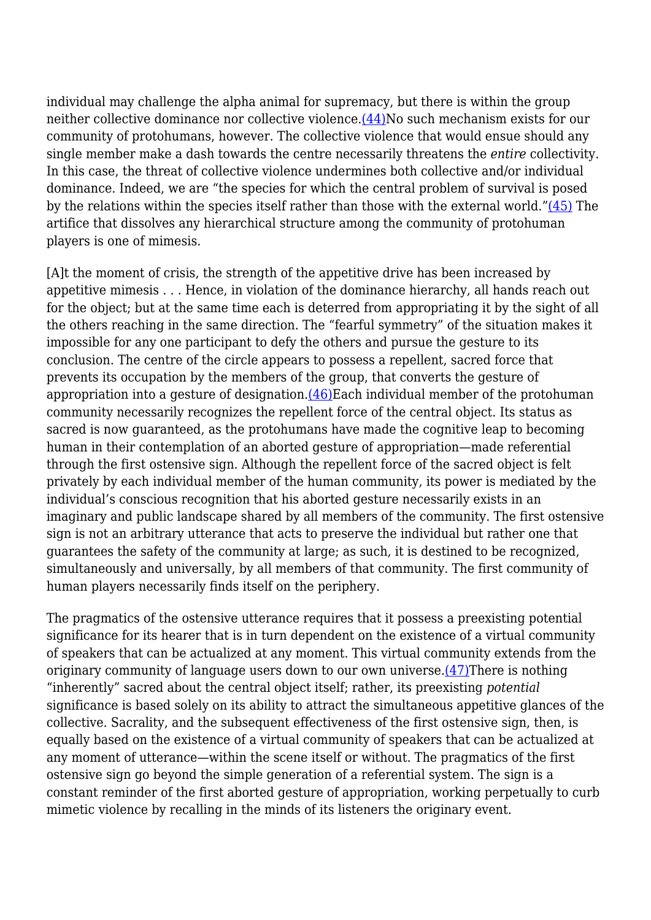individual may challenge the alpha animal for supremacy, but there is within the group neither collective dominance nor collective violence.(44)No such mechanism exists for our community of protohumans, however. The collective violence that would ensue should any single member make a dash towards the centre necessarily threatens the *entire* collectivity. In this case, the threat of collective violence undermines both collective and/or individual dominance. Indeed, we are "the species for which the central problem of survival is posed by the relations within the species itself rather than those with the external world."(45) The artifice that dissolves any hierarchical structure among the community of protohuman players is one of mimesis.

[A]t the moment of crisis, the strength of the appetitive drive has been increased by appetitive mimesis . . . Hence, in violation of the dominance hierarchy, all hands reach out for the object; but at the same time each is deterred from appropriating it by the sight of all the others reaching in the same direction. The "fearful symmetry" of the situation makes it impossible for any one participant to defy the others and pursue the gesture to its conclusion. The centre of the circle appears to possess a repellent, sacred force that prevents its occupation by the members of the group, that converts the gesture of appropriation into a gesture of designation.(46)Each individual member of the protohuman community necessarily recognizes the repellent force of the central object. Its status as sacred is now guaranteed, as the protohumans have made the cognitive leap to becoming human in their contemplation of an aborted gesture of appropriation—made referential through the first ostensive sign. Although the repellent force of the sacred object is felt privately by each individual member of the human community, its power is mediated by the individual's conscious recognition that his aborted gesture necessarily exists in an imaginary and public landscape shared by all members of the community. The first ostensive sign is not an arbitrary utterance that acts to preserve the individual but rather one that guarantees the safety of the community at large; as such, it is destined to be recognized, simultaneously and universally, by all members of that community. The first community of human players necessarily finds itself on the periphery.

The pragmatics of the ostensive utterance requires that it possess a preexisting potential significance for its hearer that is in turn dependent on the existence of a virtual community of speakers that can be actualized at any moment. This virtual community extends from the originary community of language users down to our own universe.(47)There is nothing "inherently" sacred about the central object itself; rather, its preexisting *potential* significance is based solely on its ability to attract the simultaneous appetitive glances of the collective. Sacrality, and the subsequent effectiveness of the first ostensive sign, then, is equally based on the existence of a virtual community of speakers that can be actualized at any moment of utterance—within the scene itself or without. The pragmatics of the first ostensive sign go beyond the simple generation of a referential system. The sign is a constant reminder of the first aborted gesture of appropriation, working perpetually to curb mimetic violence by recalling in the minds of its listeners the originary event.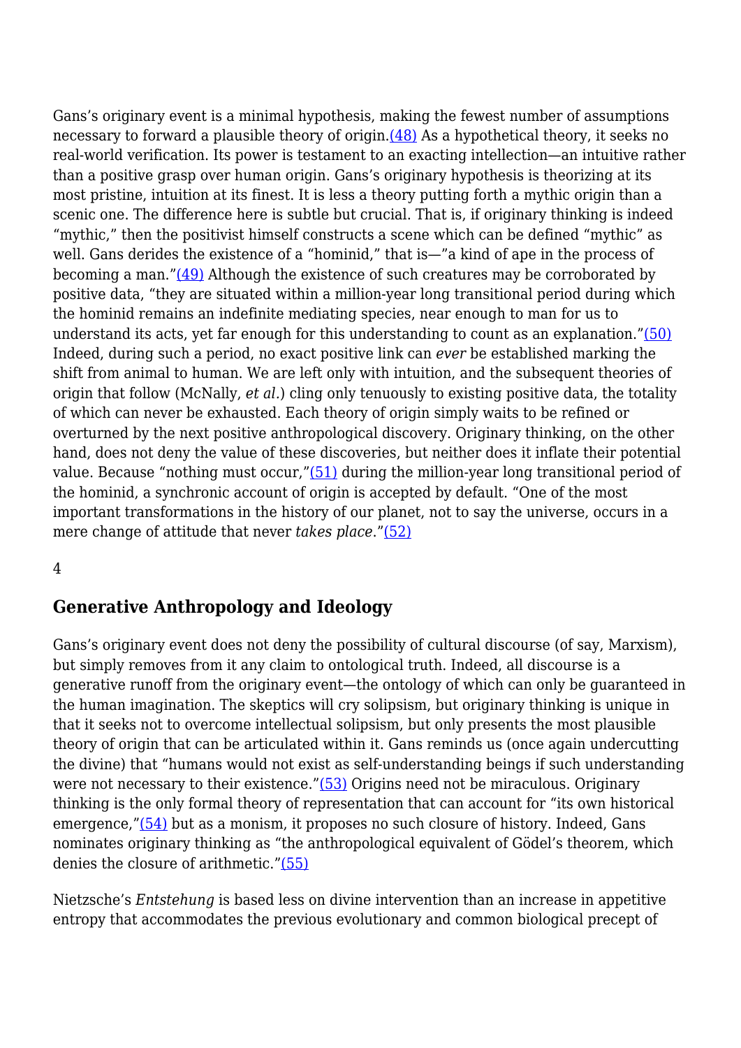Gans's originary event is a minimal hypothesis, making the fewest number of assumptions necessary to forward a plausible theory of origin.(48) As a hypothetical theory, it seeks no real-world verification. Its power is testament to an exacting intellection—an intuitive rather than a positive grasp over human origin. Gans's originary hypothesis is theorizing at its most pristine, intuition at its finest. It is less a theory putting forth a mythic origin than a scenic one. The difference here is subtle but crucial. That is, if originary thinking is indeed "mythic," then the positivist himself constructs a scene which can be defined "mythic" as well. Gans derides the existence of a "hominid," that is—"a kind of ape in the process of becoming a man."(49) Although the existence of such creatures may be corroborated by positive data, "they are situated within a million-year long transitional period during which the hominid remains an indefinite mediating species, near enough to man for us to understand its acts, yet far enough for this understanding to count as an explanation."(50) Indeed, during such a period, no exact positive link can *ever* be established marking the shift from animal to human. We are left only with intuition, and the subsequent theories of origin that follow (McNally, *et al.*) cling only tenuously to existing positive data, the totality of which can never be exhausted. Each theory of origin simply waits to be refined or overturned by the next positive anthropological discovery. Originary thinking, on the other hand, does not deny the value of these discoveries, but neither does it inflate their potential value. Because "nothing must occur,"(51) during the million-year long transitional period of the hominid, a synchronic account of origin is accepted by default. "One of the most important transformations in the history of our planet, not to say the universe, occurs in a mere change of attitude that never *takes place*."(52)

4

## Generative Anthropology and Ideology

Gans's originary event does not deny the possibility of cultural discourse (of say, Marxism), but simply removes from it any claim to ontological truth. Indeed, all discourse is a generative runoff from the originary event—the ontology of which can only be guaranteed in the human imagination. The skeptics will cry solipsism, but originary thinking is unique in that it seeks not to overcome intellectual solipsism, but only presents the most plausible theory of origin that can be articulated within it. Gans reminds us (once again undercutting the divine) that "humans would not exist as self-understanding beings if such understanding were not necessary to their existence."(53) Origins need not be miraculous. Originary thinking is the only formal theory of representation that can account for "its own historical emergence,"(54) but as a monism, it proposes no such closure of history. Indeed, Gans nominates originary thinking as "the anthropological equivalent of Gödel's theorem, which denies the closure of arithmetic."(55)

Nietzsche's *Entstehung* is based less on divine intervention than an increase in appetitive entropy that accommodates the previous evolutionary and common biological precept of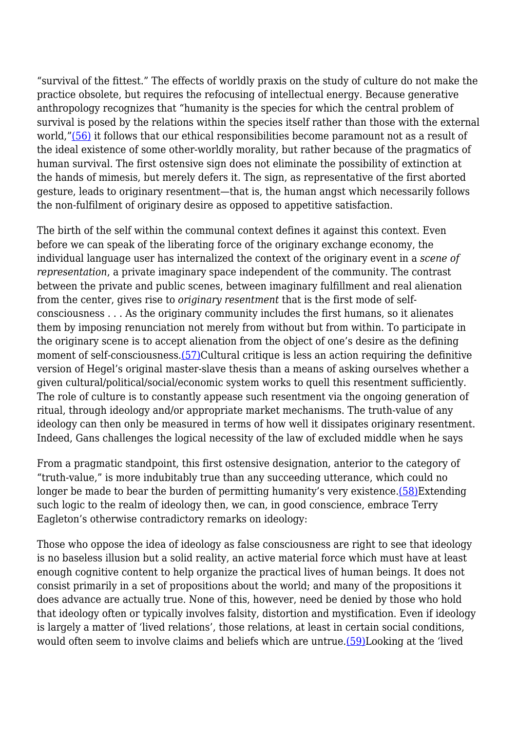"survival of the fittest." The effects of worldly praxis on the study of culture do not make the practice obsolete, but requires the refocusing of intellectual energy. Because generative anthropology recognizes that "humanity is the species for which the central problem of survival is posed by the relations within the species itself rather than those with the external world,"(56) it follows that our ethical responsibilities become paramount not as a result of the ideal existence of some other-worldly morality, but rather because of the pragmatics of human survival. The first ostensive sign does not eliminate the possibility of extinction at the hands of mimesis, but merely defers it. The sign, as representative of the first aborted gesture, leads to originary resentment—that is, the human angst which necessarily follows the non-fulfilment of originary desire as opposed to appetitive satisfaction.

The birth of the self within the communal context defines it against this context. Even before we can speak of the liberating force of the originary exchange economy, the individual language user has internalized the context of the originary event in a *scene of representation*, a private imaginary space independent of the community. The contrast between the private and public scenes, between imaginary fulfillment and real alienation from the center, gives rise to *originary resentment* that is the first mode of self-consciousness . . . As the originary community includes the first humans, so it alienates them by imposing renunciation not merely from without but from within. To participate in the originary scene is to accept alienation from the object of one's desire as the defining moment of self-consciousness.(57)Cultural critique is less an action requiring the definitive version of Hegel's original master-slave thesis than a means of asking ourselves whether a given cultural/political/social/economic system works to quell this resentment sufficiently. The role of culture is to constantly appease such resentment via the ongoing generation of ritual, through ideology and/or appropriate market mechanisms. The truth-value of any ideology can then only be measured in terms of how well it dissipates originary resentment. Indeed, Gans challenges the logical necessity of the law of excluded middle when he says

From a pragmatic standpoint, this first ostensive designation, anterior to the category of "truth-value," is more indubitably true than any succeeding utterance, which could no longer be made to bear the burden of permitting humanity's very existence.(58)Extending such logic to the realm of ideology then, we can, in good conscience, embrace Terry Eagleton's otherwise contradictory remarks on ideology:

Those who oppose the idea of ideology as false consciousness are right to see that ideology is no baseless illusion but a solid reality, an active material force which must have at least enough cognitive content to help organize the practical lives of human beings. It does not consist primarily in a set of propositions about the world; and many of the propositions it does advance are actually true. None of this, however, need be denied by those who hold that ideology often or typically involves falsity, distortion and mystification. Even if ideology is largely a matter of 'lived relations', those relations, at least in certain social conditions, would often seem to involve claims and beliefs which are untrue.(59)Looking at the 'lived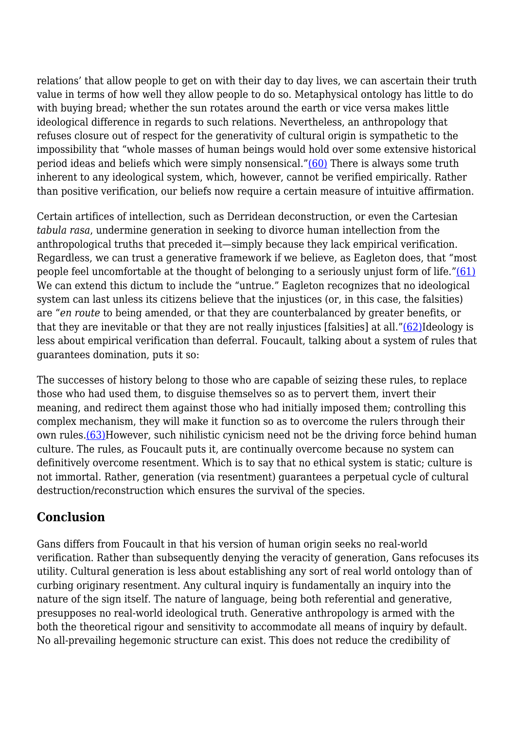relations' that allow people to get on with their day to day lives, we can ascertain their truth value in terms of how well they allow people to do so. Metaphysical ontology has little to do with buying bread; whether the sun rotates around the earth or vice versa makes little ideological difference in regards to such relations. Nevertheless, an anthropology that refuses closure out of respect for the generativity of cultural origin is sympathetic to the impossibility that "whole masses of human beings would hold over some extensive historical period ideas and beliefs which were simply nonsensical."(60) There is always some truth inherent to any ideological system, which, however, cannot be verified empirically. Rather than positive verification, our beliefs now require a certain measure of intuitive affirmation.

Certain artifices of intellection, such as Derridean deconstruction, or even the Cartesian *tabula rasa*, undermine generation in seeking to divorce human intellection from the anthropological truths that preceded it—simply because they lack empirical verification. Regardless, we can trust a generative framework if we believe, as Eagleton does, that "most people feel uncomfortable at the thought of belonging to a seriously unjust form of life."(61) We can extend this dictum to include the "untrue." Eagleton recognizes that no ideological system can last unless its citizens believe that the injustices (or, in this case, the falsities) are "*en route* to being amended, or that they are counterbalanced by greater benefits, or that they are inevitable or that they are not really injustices [falsities] at all."(62)Ideology is less about empirical verification than deferral. Foucault, talking about a system of rules that guarantees domination, puts it so:

The successes of history belong to those who are capable of seizing these rules, to replace those who had used them, to disguise themselves so as to pervert them, invert their meaning, and redirect them against those who had initially imposed them; controlling this complex mechanism, they will make it function so as to overcome the rulers through their own rules.(63)However, such nihilistic cynicism need not be the driving force behind human culture. The rules, as Foucault puts it, are continually overcome because no system can definitively overcome resentment. Which is to say that no ethical system is static; culture is not immortal. Rather, generation (via resentment) guarantees a perpetual cycle of cultural destruction/reconstruction which ensures the survival of the species.

## Conclusion

Gans differs from Foucault in that his version of human origin seeks no real-world verification. Rather than subsequently denying the veracity of generation, Gans refocuses its utility. Cultural generation is less about establishing any sort of real world ontology than of curbing originary resentment. Any cultural inquiry is fundamentally an inquiry into the nature of the sign itself. The nature of language, being both referential and generative, presupposes no real-world ideological truth. Generative anthropology is armed with the both the theoretical rigour and sensitivity to accommodate all means of inquiry by default. No all-prevailing hegemonic structure can exist. This does not reduce the credibility of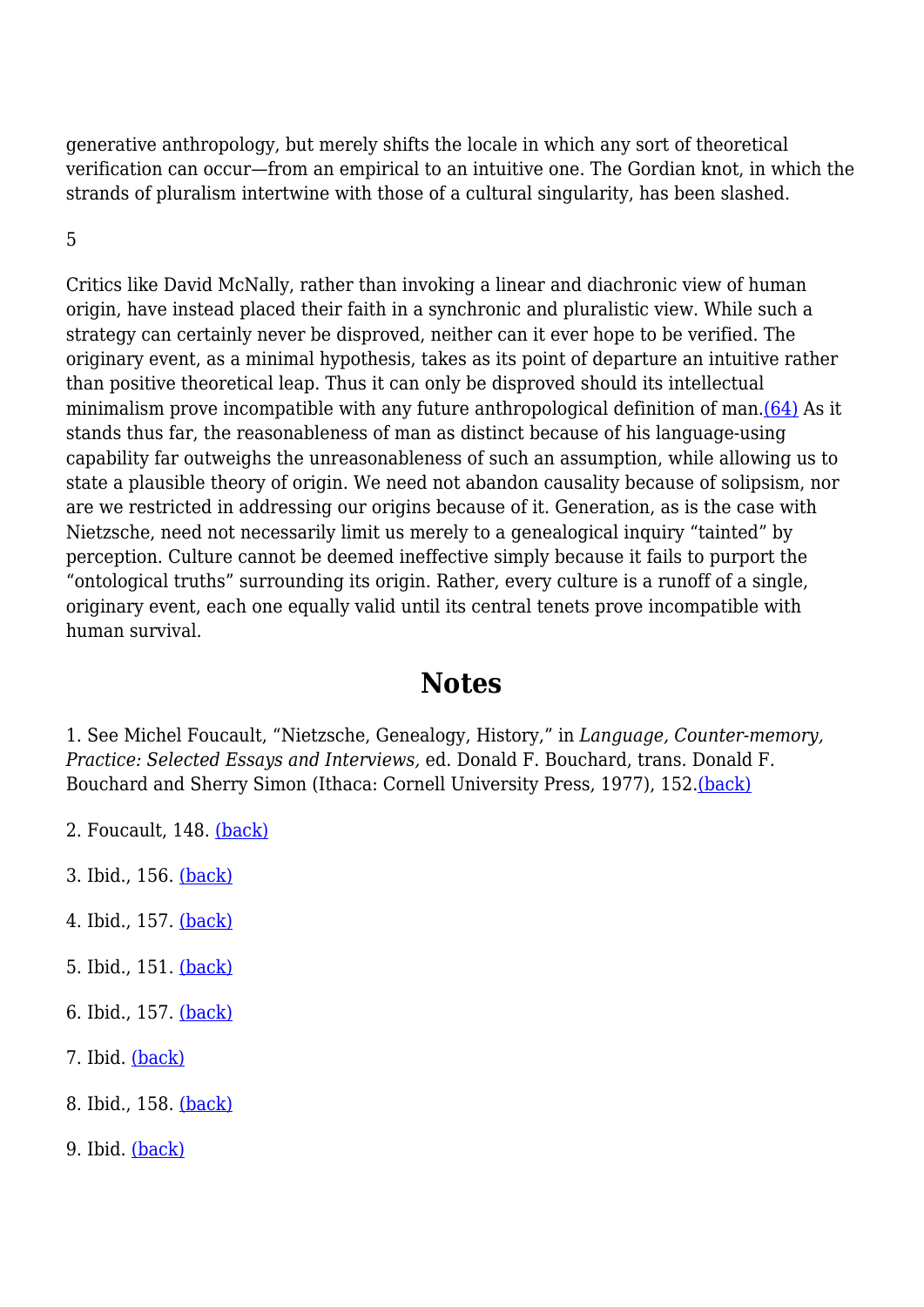generative anthropology, but merely shifts the locale in which any sort of theoretical verification can occur—from an empirical to an intuitive one. The Gordian knot, in which the strands of pluralism intertwine with those of a cultural singularity, has been slashed.

5

Critics like David McNally, rather than invoking a linear and diachronic view of human origin, have instead placed their faith in a synchronic and pluralistic view. While such a strategy can certainly never be disproved, neither can it ever hope to be verified. The originary event, as a minimal hypothesis, takes as its point of departure an intuitive rather than positive theoretical leap. Thus it can only be disproved should its intellectual minimalism prove incompatible with any future anthropological definition of man.(64) As it stands thus far, the reasonableness of man as distinct because of his language-using capability far outweighs the unreasonableness of such an assumption, while allowing us to state a plausible theory of origin. We need not abandon causality because of solipsism, nor are we restricted in addressing our origins because of it. Generation, as is the case with Nietzsche, need not necessarily limit us merely to a genealogical inquiry "tainted" by perception. Culture cannot be deemed ineffective simply because it fails to purport the "ontological truths" surrounding its origin. Rather, every culture is a runoff of a single, originary event, each one equally valid until its central tenets prove incompatible with human survival.

## Notes

1. See Michel Foucault, "Nietzsche, Genealogy, History," in *Language, Counter-memory, Practice: Selected Essays and Interviews,* ed. Donald F. Bouchard, trans. Donald F. Bouchard and Sherry Simon (Ithaca: Cornell University Press, 1977), 152.(back)

2. Foucault, 148. (back)

3. Ibid., 156. (back)

4. Ibid., 157. (back)

5. Ibid., 151. (back)

6. Ibid., 157. (back)

7. Ibid. (back)

8. Ibid., 158. (back)

9. Ibid. (back)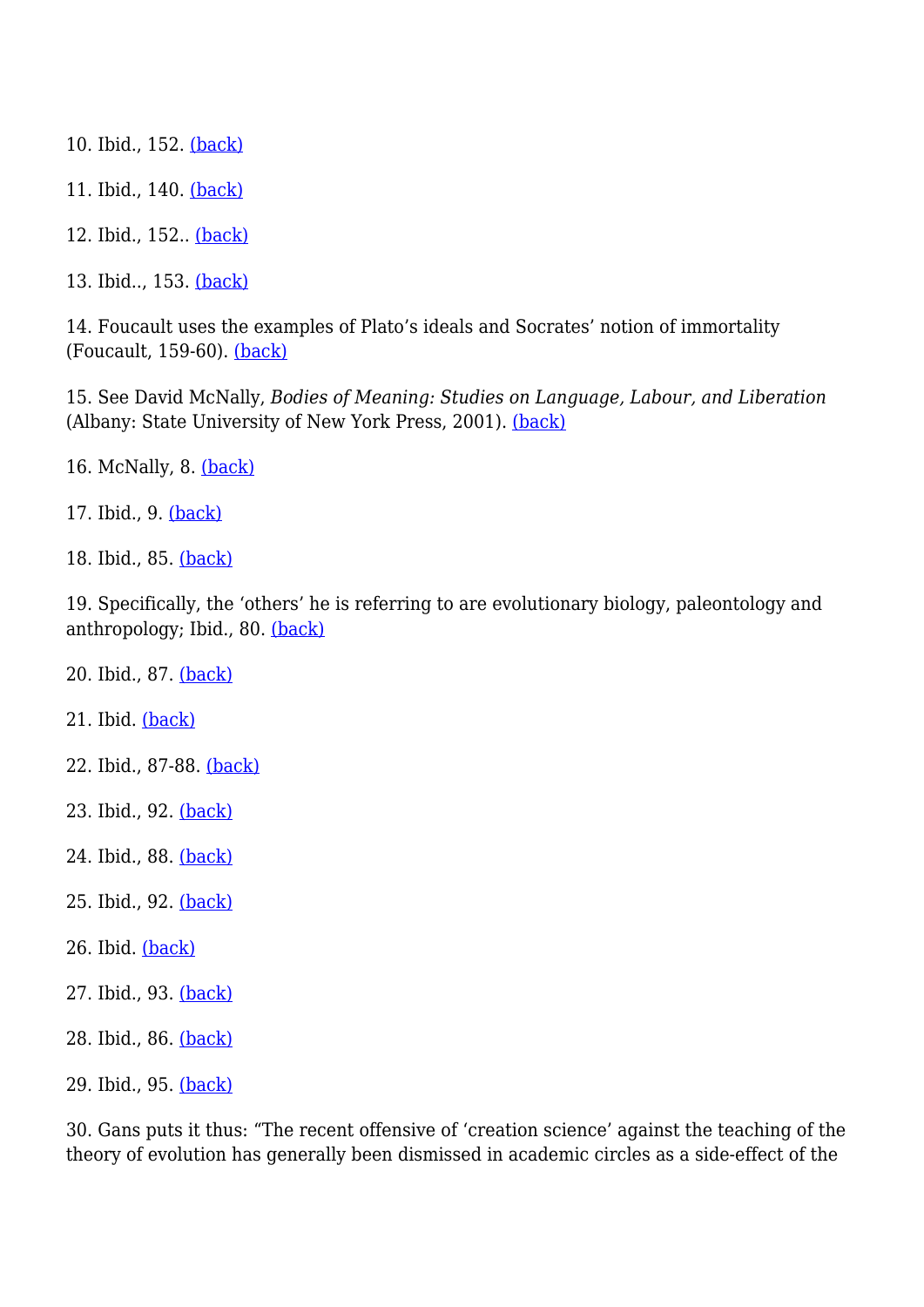10. Ibid., 152. (back)

11. Ibid., 140. (back)

12. Ibid., 152.. (back)

13. Ibid.., 153. (back)

14. Foucault uses the examples of Plato's ideals and Socrates' notion of immortality (Foucault, 159-60). (back)

15. See David McNally, *Bodies of Meaning: Studies on Language, Labour, and Liberation* (Albany: State University of New York Press, 2001). (back)

16. McNally, 8. (back)

17. Ibid., 9. (back)

18. Ibid., 85. (back)

19. Specifically, the 'others' he is referring to are evolutionary biology, paleontology and anthropology; Ibid., 80. (back)

20. Ibid., 87. (back)

21. Ibid. (back)

22. Ibid., 87-88. (back)

23. Ibid., 92. (back)

24. Ibid., 88. (back)

25. Ibid., 92. (back)

26. Ibid. (back)

27. Ibid., 93. (back)

28. Ibid., 86. (back)

29. Ibid., 95. (back)

30. Gans puts it thus: "The recent offensive of 'creation science' against the teaching of the theory of evolution has generally been dismissed in academic circles as a side-effect of the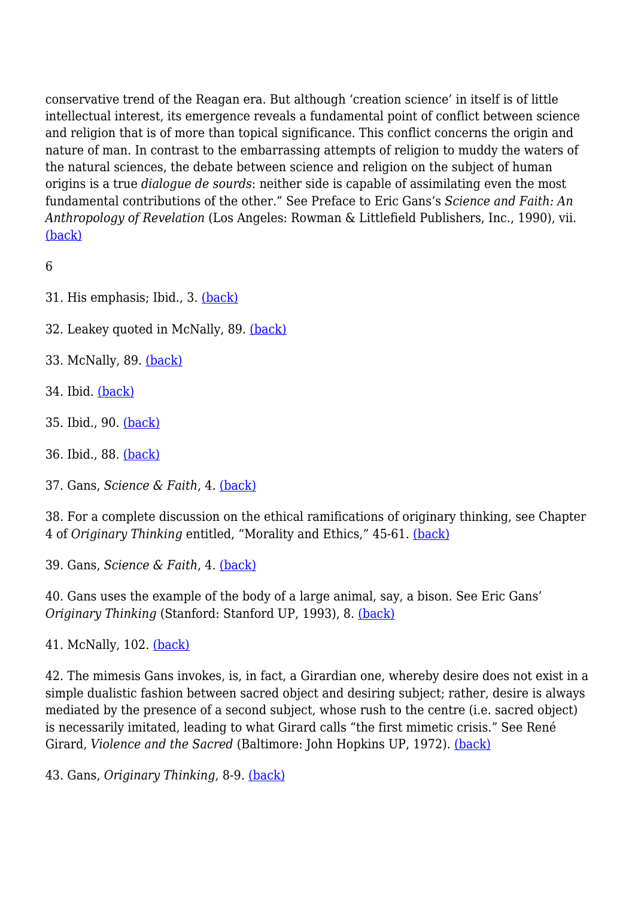conservative trend of the Reagan era. But although 'creation science' in itself is of little intellectual interest, its emergence reveals a fundamental point of conflict between science and religion that is of more than topical significance. This conflict concerns the origin and nature of man. In contrast to the embarrassing attempts of religion to muddy the waters of the natural sciences, the debate between science and religion on the subject of human origins is a true *dialogue de sourds*: neither side is capable of assimilating even the most fundamental contributions of the other." See Preface to Eric Gans's *Science and Faith: An Anthropology of Revelation* (Los Angeles: Rowman & Littlefield Publishers, Inc., 1990), vii. (back)

6

31. His emphasis; Ibid., 3. (back)

32. Leakey quoted in McNally, 89. (back)

33. McNally, 89. (back)

34. Ibid. (back)

35. Ibid., 90. (back)

36. Ibid., 88. (back)

37. Gans, *Science & Faith*, 4. (back)

38. For a complete discussion on the ethical ramifications of originary thinking, see Chapter 4 of *Originary Thinking* entitled, "Morality and Ethics," 45-61. (back)

39. Gans, *Science & Faith*, 4. (back)

40. Gans uses the example of the body of a large animal, say, a bison. See Eric Gans' *Originary Thinking* (Stanford: Stanford UP, 1993), 8. (back)

41. McNally, 102. (back)

42. The mimesis Gans invokes, is, in fact, a Girardian one, whereby desire does not exist in a simple dualistic fashion between sacred object and desiring subject; rather, desire is always mediated by the presence of a second subject, whose rush to the centre (i.e. sacred object) is necessarily imitated, leading to what Girard calls "the first mimetic crisis." See René Girard, *Violence and the Sacred* (Baltimore: John Hopkins UP, 1972). (back)

43. Gans, *Originary Thinking*, 8-9. (back)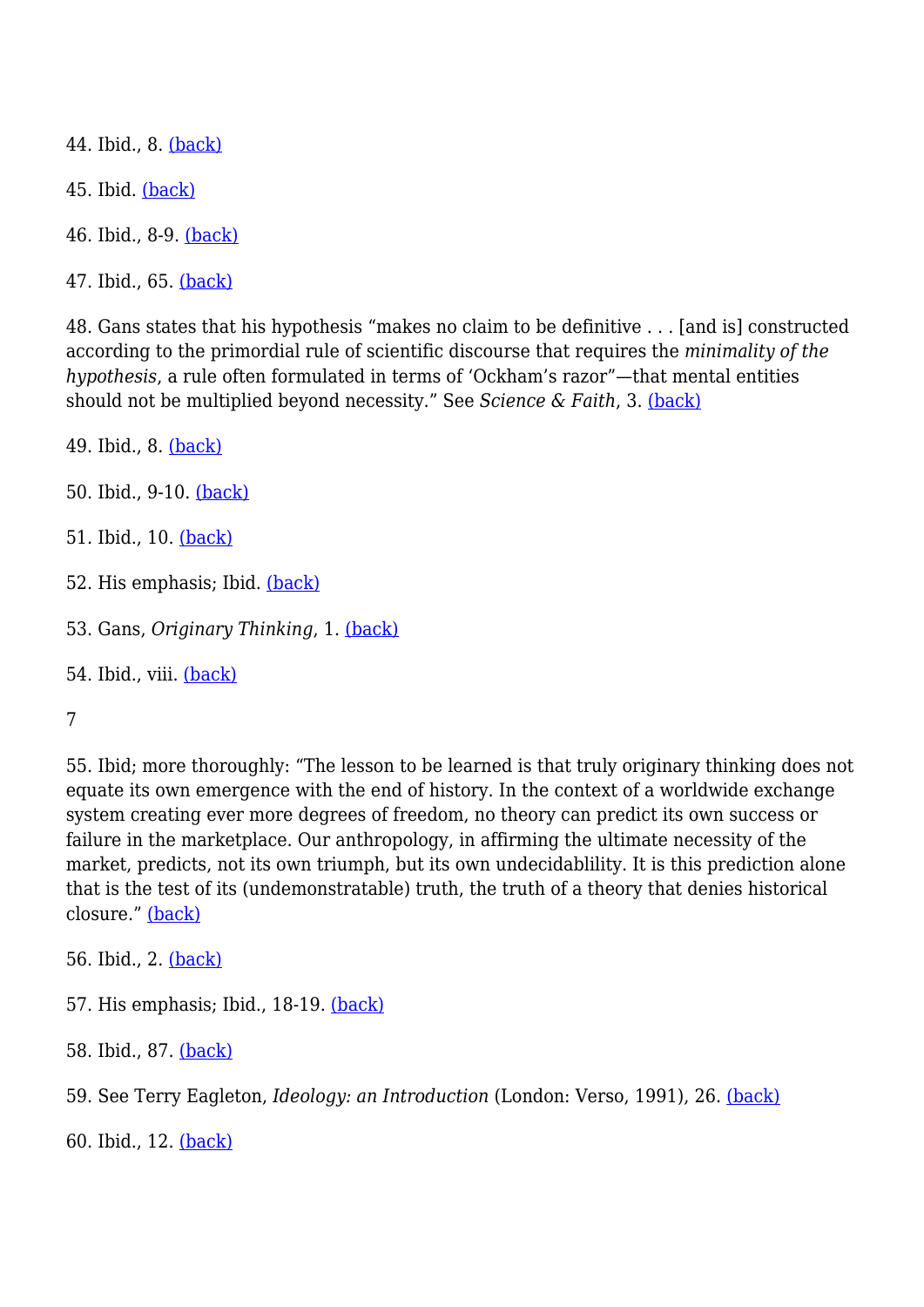44. Ibid., 8. (back)

45. Ibid. (back)

46. Ibid., 8-9. (back)

47. Ibid., 65. (back)

48. Gans states that his hypothesis "makes no claim to be definitive . . . [and is] constructed according to the primordial rule of scientific discourse that requires the *minimality of the hypothesis*, a rule often formulated in terms of 'Ockham's razor'"—that mental entities should not be multiplied beyond necessity." See *Science & Faith*, 3. (back)

49. Ibid., 8. (back)

50. Ibid., 9-10. (back)

51. Ibid., 10. (back)

52. His emphasis; Ibid. (back)

53. Gans, *Originary Thinking*, 1. (back)

54. Ibid., viii. (back)

55. Ibid; more thoroughly: "The lesson to be learned is that truly originary thinking does not equate its own emergence with the end of history. In the context of a worldwide exchange system creating ever more degrees of freedom, no theory can predict its own success or failure in the marketplace. Our anthropology, in affirming the ultimate necessity of the market, predicts, not its own triumph, but its own undecidablility. It is this prediction alone that is the test of its (undemonstratable) truth, the truth of a theory that denies historical closure." (back)

56. Ibid., 2. (back)

57. His emphasis; Ibid., 18-19. (back)

58. Ibid., 87. (back)

59. See Terry Eagleton, *Ideology: an Introduction* (London: Verso, 1991), 26. (back)

60. Ibid., 12. (back)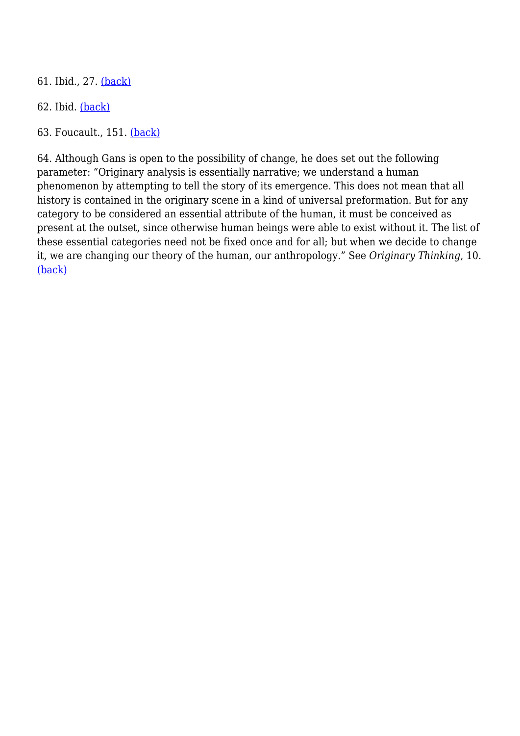61. Ibid., 27. (back)

62. Ibid. (back)

63. Foucault., 151. (back)

64. Although Gans is open to the possibility of change, he does set out the following parameter: “Originary analysis is essentially narrative; we understand a human phenomenon by attempting to tell the story of its emergence. This does not mean that all history is contained in the originary scene in a kind of universal preformation. But for any category to be considered an essential attribute of the human, it must be conceived as present at the outset, since otherwise human beings were able to exist without it. The list of these essential categories need not be fixed once and for all; but when we decide to change it, we are changing our theory of the human, our anthropology.” See *Originary Thinking*, 10. (back)